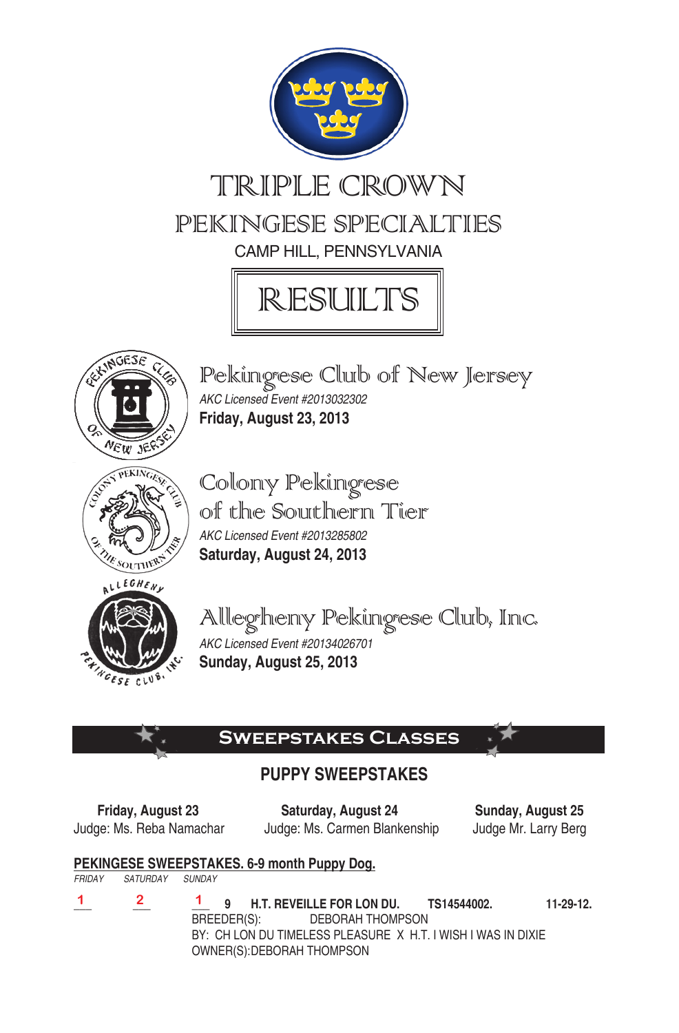# TRIPLE CROWN

## PEKINGESE SPECIALTIES

CAMP HILL, PENNSYLVANIA

# RESULTS

## Pekingese Club of New Jersey

*AKC Licensed Event #2013032302*

**Friday, August 23, 2013**

## Colony Pekingese of the Southern Tier

*AKC Licensed Event #2013285802*

**Saturday, August 24, 2013**

## Allegheny Pekingese Club, Inc.

*AKC Licensed Event #20134026701*

**Sunday, August 25, 2013**

## SWEEPSTAKES CLASSES

### PUPPY SWEEPSTAKES

| **Friday, August 23** | **Saturday, August 24** | **Sunday, August 25** |
|---|---|---|
| Judge: Ms. Reba Namachar | Judge: Ms. Carmen Blankenship | Judge Mr. Larry Berg |

**PEKINGESE SWEEPSTAKES. 6-9 month Puppy Dog.**

*FRIDAY SATURDAY SUNDAY*

1 2 1 **9 H.T. REVEILLE FOR LON DU. TS14544002. 11-29-12.**
BREEDER(S): DEBORAH THOMPSON
BY: CH LON DU TIMELESS PLEASURE X H.T. I WISH I WAS IN DIXIE
OWNER(S):DEBORAH THOMPSON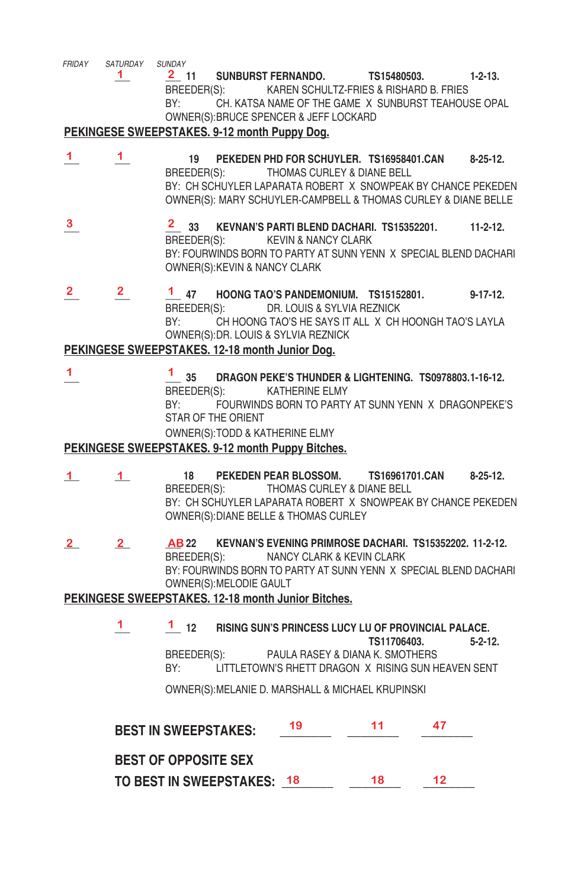*FRIDAY* *SATURDAY* *SUNDAY*

| FRIDAY | SATURDAY | SUNDAY | | |
|---|---|---|---|---|
| | 1 | 2 | 11 | **SUNBURST FERNANDO. TS15480503. 1-2-13.** BREEDER(S): KAREN SCHULTZ-FRIES & RISHARD B. FRIES BY: CH. KATSA NAME OF THE GAME X SUNBURST TEAHOUSE OPAL OWNER(S):BRUCE SPENCER & JEFF LOCKARD |

**PEKINGESE SWEEPSTAKES. 9-12 month Puppy Dog.**

| FRIDAY | SATURDAY | SUNDAY | | |
|---|---|---|---|---|
| 1 | 1 | | 19 | **PEKEDEN PHD FOR SCHUYLER. TS16958401.CAN 8-25-12.** BREEDER(S): THOMAS CURLEY & DIANE BELL BY: CH SCHUYLER LAPARATA ROBERT X SNOWPEAK BY CHANCE PEKEDEN OWNER(S): MARY SCHUYLER-CAMPBELL & THOMAS CURLEY & DIANE BELLE |
| 3 | | 2 | 33 | **KEVNAN'S PARTI BLEND DACHARI. TS15352201. 11-2-12.** BREEDER(S): KEVIN & NANCY CLARK BY: FOURWINDS BORN TO PARTY AT SUNN YENN X SPECIAL BLEND DACHARI OWNER(S):KEVIN & NANCY CLARK |
| 2 | 2 | 1 | 47 | **HOONG TAO'S PANDEMONIUM. TS15152801. 9-17-12.** BREEDER(S): DR. LOUIS & SYLVIA REZNICK BY: CH HOONG TAO'S HE SAYS IT ALL X CH HOONGH TAO'S LAYLA OWNER(S):DR. LOUIS & SYLVIA REZNICK |

**PEKINGESE SWEEPSTAKES. 12-18 month Junior Dog.**

| FRIDAY | SATURDAY | SUNDAY | | |
|---|---|---|---|---|
| 1 | | 1 | 35 | **DRAGON PEKE'S THUNDER & LIGHTENING. TS0978803.1-16-12.** BREEDER(S): KATHERINE ELMY BY: FOURWINDS BORN TO PARTY AT SUNN YENN X DRAGONPEKE'S STAR OF THE ORIENT OWNER(S):TODD & KATHERINE ELMY |

**PEKINGESE SWEEPSTAKES. 9-12 month Puppy Bitches.**

| FRIDAY | SATURDAY | SUNDAY | | |
|---|---|---|---|---|
| 1 | 1 | | 18 | **PEKEDEN PEAR BLOSSOM. TS16961701.CAN 8-25-12.** BREEDER(S): THOMAS CURLEY & DIANE BELL BY: CH SCHUYLER LAPARATA ROBERT X SNOWPEAK BY CHANCE PEKEDEN OWNER(S):DIANE BELLE & THOMAS CURLEY |
| 2 | 2 | AB | 22 | **KEVNAN'S EVENING PRIMROSE DACHARI. TS15352202. 11-2-12.** BREEDER(S): NANCY CLARK & KEVIN CLARK BY: FOURWINDS BORN TO PARTY AT SUNN YENN X SPECIAL BLEND DACHARI OWNER(S):MELODIE GAULT |

**PEKINGESE SWEEPSTAKES. 12-18 month Junior Bitches.**

| FRIDAY | SATURDAY | SUNDAY | | |
|---|---|---|---|---|
| | 1 | 1 | 12 | **RISING SUN'S PRINCESS LUCY LU OF PROVINCIAL PALACE. TS11706403. 5-2-12.** BREEDER(S): PAULA RASEY & DIANA K. SMOTHERS BY: LITTLETOWN'S RHETT DRAGON X RISING SUN HEAVEN SENT OWNER(S):MELANIE D. MARSHALL & MICHAEL KRUPINSKI |

| | Friday | Saturday | Sunday |
|---|---|---|---|
| **BEST IN SWEEPSTAKES:** | 19 | 11 | 47 |
| **BEST OF OPPOSITE SEX TO BEST IN SWEEPSTAKES:** | 18 | 18 | 12 |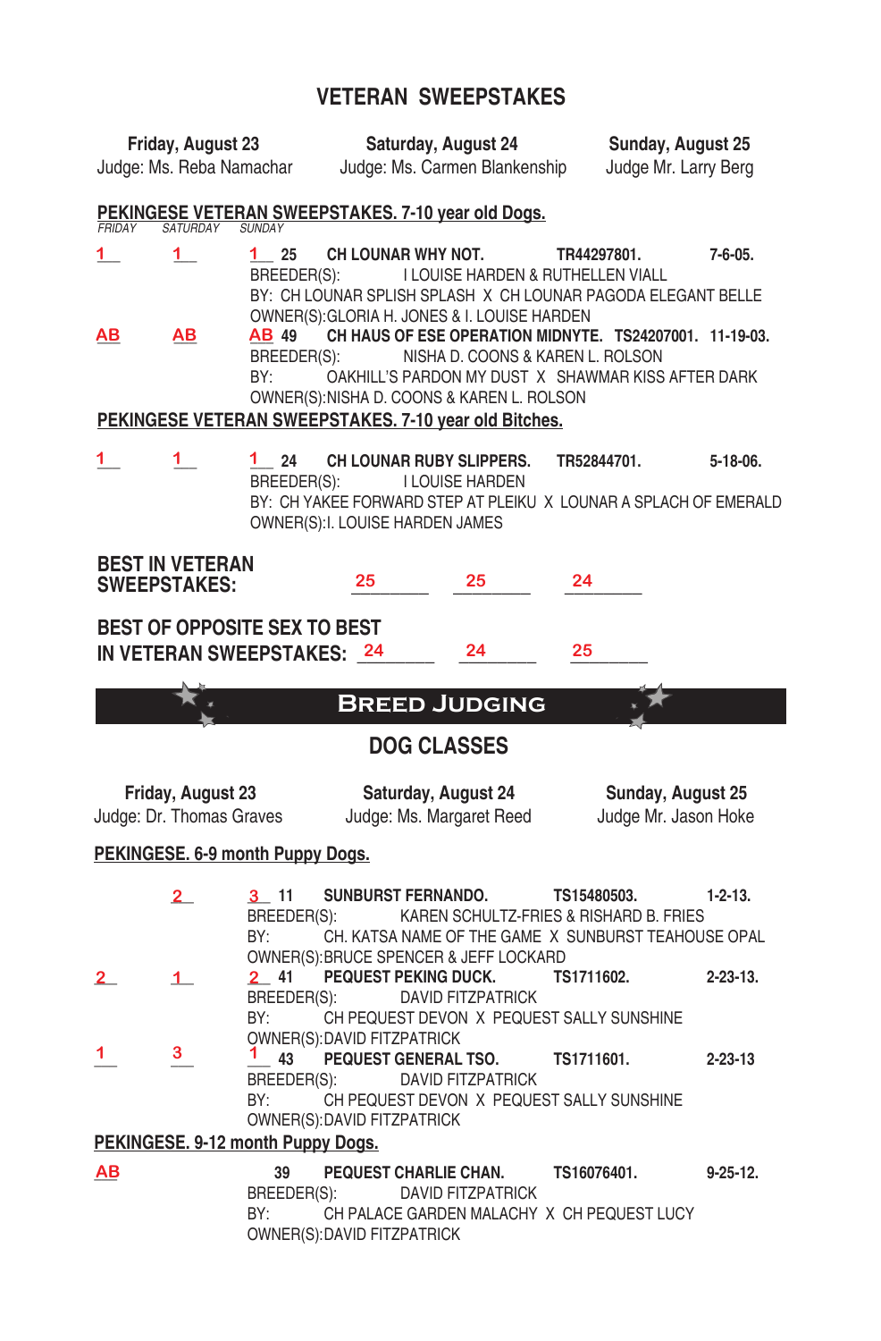# VETERAN SWEEPSTAKES

| Friday, August 23 | Saturday, August 24 | Sunday, August 25 |
|---|---|---|
| Judge: Ms. Reba Namachar | Judge: Ms. Carmen Blankenship | Judge Mr. Larry Berg |

**PEKINGESE VETERAN SWEEPSTAKES. 7-10 year old Dogs.**

*FRIDAY SATURDAY SUNDAY*

1 1 1 **25 CH LOUNAR WHY NOT. TR44297801. 7-6-05.**
BREEDER(S): I LOUISE HARDEN & RUTHELLEN VIALL
BY: CH LOUNAR SPLISH SPLASH X CH LOUNAR PAGODA ELEGANT BELLE
OWNER(S):GLORIA H. JONES & I. LOUISE HARDEN

AB AB AB **49 CH HAUS OF ESE OPERATION MIDNYTE. TS24207001. 11-19-03.**
BREEDER(S): NISHA D. COONS & KAREN L. ROLSON
BY: OAKHILL'S PARDON MY DUST X SHAWMAR KISS AFTER DARK
OWNER(S):NISHA D. COONS & KAREN L. ROLSON

**PEKINGESE VETERAN SWEEPSTAKES. 7-10 year old Bitches.**

1 1 1 **24 CH LOUNAR RUBY SLIPPERS. TR52844701. 5-18-06.**
BREEDER(S): I LOUISE HARDEN
BY: CH YAKEE FORWARD STEP AT PLEIKU X LOUNAR A SPLACH OF EMERALD
OWNER(S):I. LOUISE HARDEN JAMES

**BEST IN VETERAN SWEEPSTAKES:** 25 25 24

**BEST OF OPPOSITE SEX TO BEST IN VETERAN SWEEPSTAKES:** 24 24 25

# BREED JUDGING

## DOG CLASSES

| Friday, August 23 | Saturday, August 24 | Sunday, August 25 |
|---|---|---|
| Judge: Dr. Thomas Graves | Judge: Ms. Margaret Reed | Judge Mr. Jason Hoke |

**PEKINGESE. 6-9 month Puppy Dogs.**

2 3 **11 SUNBURST FERNANDO. TS15480503. 1-2-13.**
BREEDER(S): KAREN SCHULTZ-FRIES & RISHARD B. FRIES
BY: CH. KATSA NAME OF THE GAME X SUNBURST TEAHOUSE OPAL
OWNER(S):BRUCE SPENCER & JEFF LOCKARD

2 1 2 **41 PEQUEST PEKING DUCK. TS1711602. 2-23-13.**
BREEDER(S): DAVID FITZPATRICK
BY: CH PEQUEST DEVON X PEQUEST SALLY SUNSHINE
OWNER(S):DAVID FITZPATRICK

1 3 1 **43 PEQUEST GENERAL TSO. TS1711601. 2-23-13**
BREEDER(S): DAVID FITZPATRICK
BY: CH PEQUEST DEVON X PEQUEST SALLY SUNSHINE
OWNER(S):DAVID FITZPATRICK

**PEKINGESE. 9-12 month Puppy Dogs.**

AB **39 PEQUEST CHARLIE CHAN. TS16076401. 9-25-12.**
BREEDER(S): DAVID FITZPATRICK
BY: CH PALACE GARDEN MALACHY X CH PEQUEST LUCY
OWNER(S):DAVID FITZPATRICK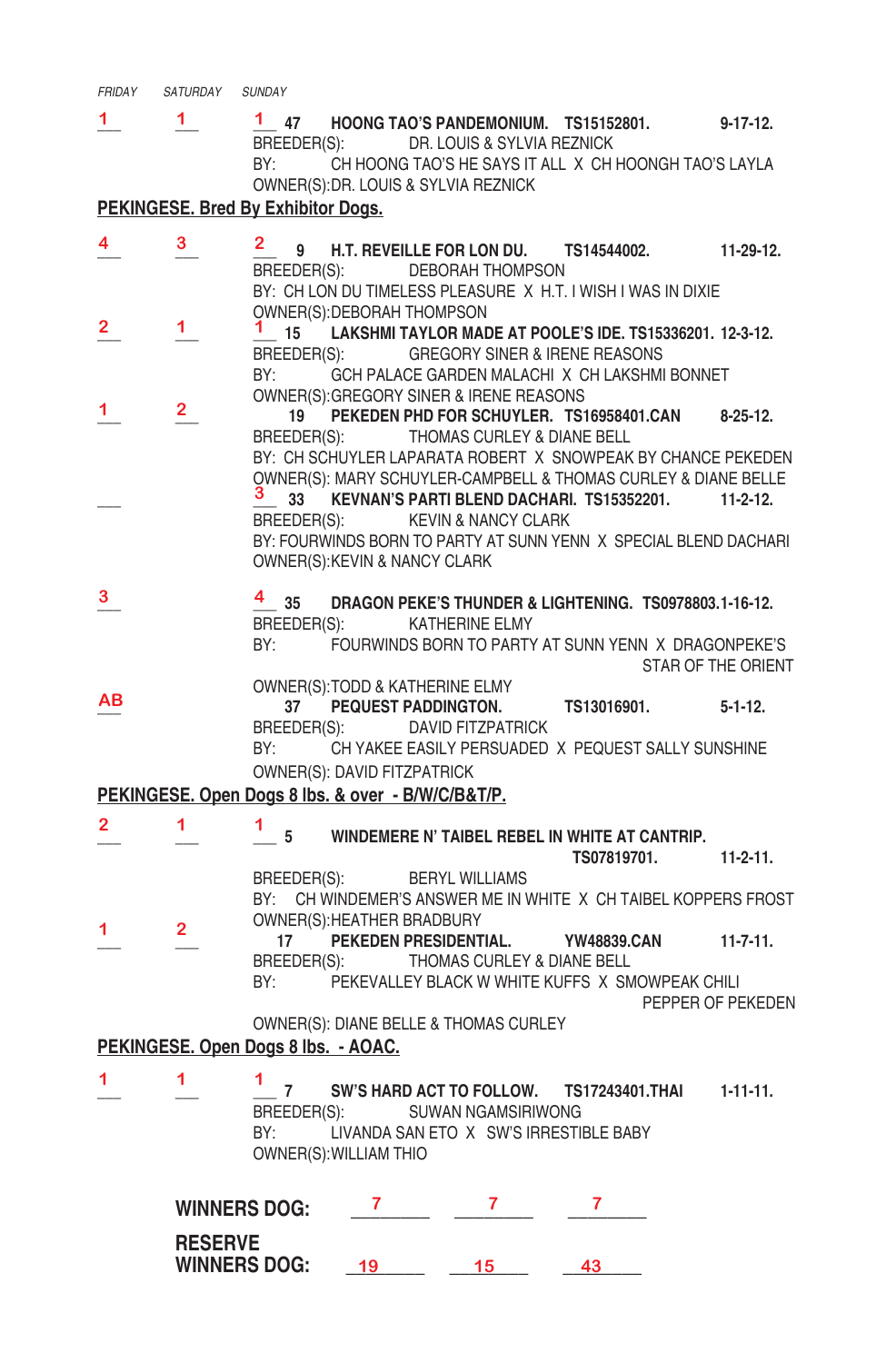*FRIDAY* *SATURDAY* *SUNDAY*

1 1 1 **47 HOONG TAO'S PANDEMONIUM. TS15152801. 9-17-12.**
BREEDER(S): DR. LOUIS & SYLVIA REZNICK
BY: CH HOONG TAO'S HE SAYS IT ALL X CH HOONGH TAO'S LAYLA
OWNER(S):DR. LOUIS & SYLVIA REZNICK

## PEKINGESE. Bred By Exhibitor Dogs.

4 3 2 **9 H.T. REVEILLE FOR LON DU. TS14544002. 11-29-12.**
BREEDER(S): DEBORAH THOMPSON
BY: CH LON DU TIMELESS PLEASURE X H.T. I WISH I WAS IN DIXIE
OWNER(S):DEBORAH THOMPSON

2 1 1 **15 LAKSHMI TAYLOR MADE AT POOLE'S IDE. TS15336201. 12-3-12.**
BREEDER(S): GREGORY SINER & IRENE REASONS
BY: GCH PALACE GARDEN MALACHI X CH LAKSHMI BONNET
OWNER(S):GREGORY SINER & IRENE REASONS

1 2 **19 PEKEDEN PHD FOR SCHUYLER. TS16958401.CAN 8-25-12.**
BREEDER(S): THOMAS CURLEY & DIANE BELL
BY: CH SCHUYLER LAPARATA ROBERT X SNOWPEAK BY CHANCE PEKEDEN
OWNER(S): MARY SCHUYLER-CAMPBELL & THOMAS CURLEY & DIANE BELLE

___ 3 **33 KEVNAN'S PARTI BLEND DACHARI. TS15352201. 11-2-12.**
BREEDER(S): KEVIN & NANCY CLARK
BY: FOURWINDS BORN TO PARTY AT SUNN YENN X SPECIAL BLEND DACHARI
OWNER(S):KEVIN & NANCY CLARK

3 4 **35 DRAGON PEKE'S THUNDER & LIGHTENING. TS0978803.1-16-12.**
BREEDER(S): KATHERINE ELMY
BY: FOURWINDS BORN TO PARTY AT SUNN YENN X DRAGONPEKE'S STAR OF THE ORIENT
OWNER(S):TODD & KATHERINE ELMY

AB **37 PEQUEST PADDINGTON. TS13016901. 5-1-12.**
BREEDER(S): DAVID FITZPATRICK
BY: CH YAKEE EASILY PERSUADED X PEQUEST SALLY SUNSHINE
OWNER(S): DAVID FITZPATRICK

## PEKINGESE. Open Dogs 8 lbs. & over - B/W/C/B&T/P.

2 1 1 **5 WINDEMERE N' TAIBEL REBEL IN WHITE AT CANTRIP. TS07819701. 11-2-11.**
BREEDER(S): BERYL WILLIAMS
BY: CH WINDEMER'S ANSWER ME IN WHITE X CH TAIBEL KOPPERS FROST
OWNER(S):HEATHER BRADBURY

1 2 **17 PEKEDEN PRESIDENTIAL. YW48839.CAN 11-7-11.**
BREEDER(S): THOMAS CURLEY & DIANE BELL
BY: PEKEVALLEY BLACK W WHITE KUFFS X SMOWPEAK CHILI PEPPER OF PEKEDEN
OWNER(S): DIANE BELLE & THOMAS CURLEY

## PEKINGESE. Open Dogs 8 lbs. - AOAC.

1 1 1 **7 SW'S HARD ACT TO FOLLOW. TS17243401.THAI 1-11-11.**
BREEDER(S): SUWAN NGAMSIRIWONG
BY: LIVANDA SAN ETO X SW'S IRRESTIBLE BABY
OWNER(S):WILLIAM THIO

| | | | |
|---|---|---|---|
| **WINNERS DOG:** | 7 | 7 | 7 |
| **RESERVE WINNERS DOG:** | 19 | 15 | 43 |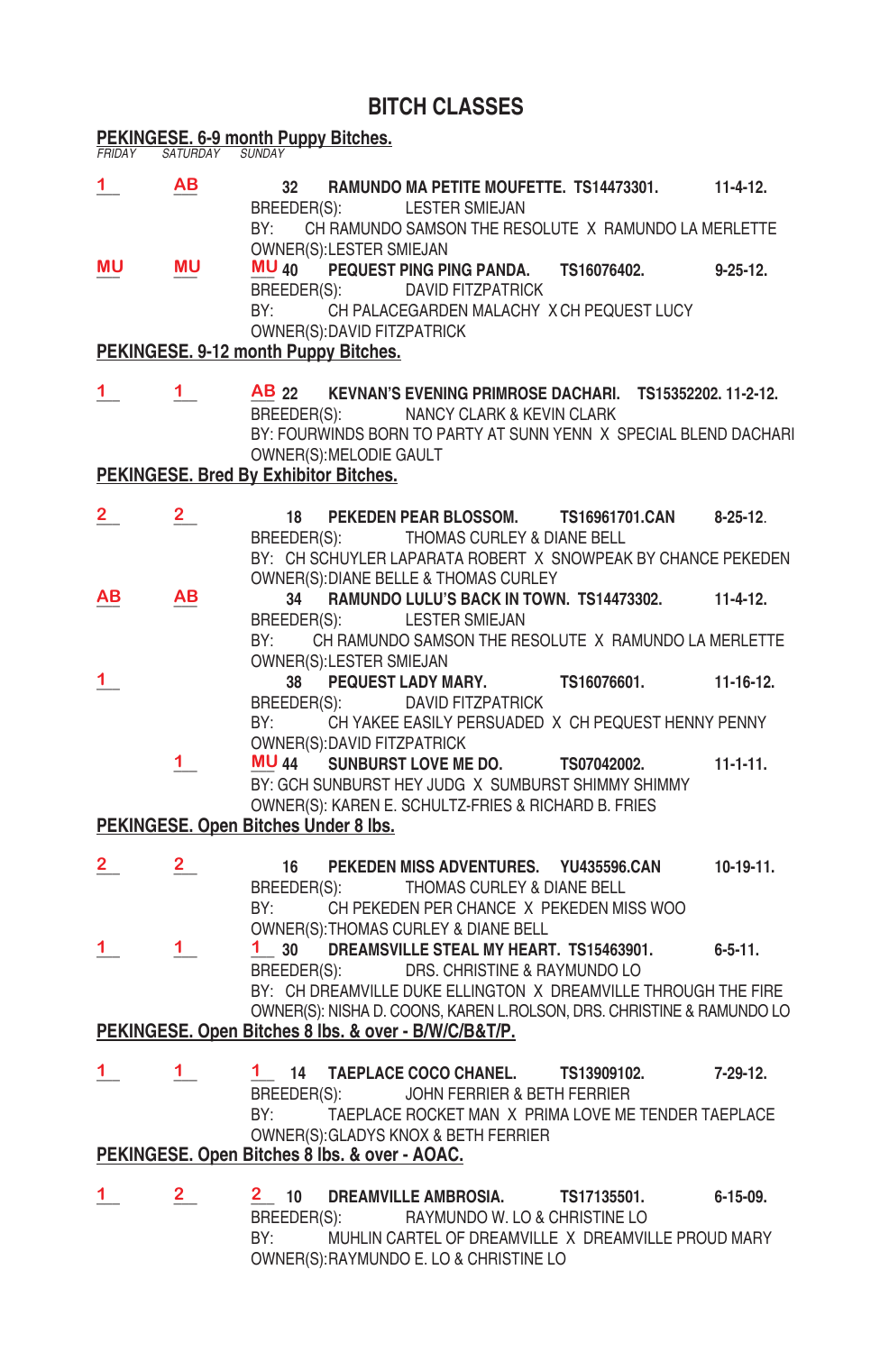# BITCH CLASSES

## PEKINGESE. 6-9 month Puppy Bitches.

*FRIDAY SATURDAY SUNDAY*

1 AB — 32 **RAMUNDO MA PETITE MOUFETTE. TS14473301. 11-4-12.**
BREEDER(S): LESTER SMIEJAN
BY: CH RAMUNDO SAMSON THE RESOLUTE X RAMUNDO LA MERLETTE
OWNER(S):LESTER SMIEJAN

MU MU MU 40 **PEQUEST PING PING PANDA. TS16076402. 9-25-12.**
BREEDER(S): DAVID FITZPATRICK
BY: CH PALACEGARDEN MALACHY X CH PEQUEST LUCY
OWNER(S):DAVID FITZPATRICK

## PEKINGESE. 9-12 month Puppy Bitches.

1 1 AB 22 **KEVNAN'S EVENING PRIMROSE DACHARI. TS15352202. 11-2-12.**
BREEDER(S): NANCY CLARK & KEVIN CLARK
BY: FOURWINDS BORN TO PARTY AT SUNN YENN X SPECIAL BLEND DACHARI
OWNER(S):MELODIE GAULT

## PEKINGESE. Bred By Exhibitor Bitches.

2 2 — 18 **PEKEDEN PEAR BLOSSOM. TS16961701.CAN 8-25-12.**
BREEDER(S): THOMAS CURLEY & DIANE BELL
BY: CH SCHUYLER LAPARATA ROBERT X SNOWPEAK BY CHANCE PEKEDEN
OWNER(S):DIANE BELLE & THOMAS CURLEY

AB AB — 34 **RAMUNDO LULU'S BACK IN TOWN. TS14473302. 11-4-12.**
BREEDER(S): LESTER SMIEJAN
BY: CH RAMUNDO SAMSON THE RESOLUTE X RAMUNDO LA MERLETTE
OWNER(S):LESTER SMIEJAN

1 — — 38 **PEQUEST LADY MARY. TS16076601. 11-16-12.**
BREEDER(S): DAVID FITZPATRICK
BY: CH YAKEE EASILY PERSUADED X CH PEQUEST HENNY PENNY
OWNER(S):DAVID FITZPATRICK

— 1 MU 44 **SUNBURST LOVE ME DO. TS07042002. 11-1-11.**
BY: GCH SUNBURST HEY JUDG X SUMBURST SHIMMY SHIMMY
OWNER(S): KAREN E. SCHULTZ-FRIES & RICHARD B. FRIES

## PEKINGESE. Open Bitches Under 8 lbs.

2 2 — 16 **PEKEDEN MISS ADVENTURES. YU435596.CAN 10-19-11.**
BREEDER(S): THOMAS CURLEY & DIANE BELL
BY: CH PEKEDEN PER CHANCE X PEKEDEN MISS WOO
OWNER(S):THOMAS CURLEY & DIANE BELL

1 1 1 30 **DREAMSVILLE STEAL MY HEART. TS15463901. 6-5-11.**
BREEDER(S): DRS. CHRISTINE & RAYMUNDO LO
BY: CH DREAMVILLE DUKE ELLINGTON X DREAMVILLE THROUGH THE FIRE
OWNER(S): NISHA D. COONS, KAREN L.ROLSON, DRS. CHRISTINE & RAMUNDO LO

## PEKINGESE. Open Bitches 8 lbs. & over - B/W/C/B&T/P.

1 1 1 14 **TAEPLACE COCO CHANEL. TS13909102. 7-29-12.**
BREEDER(S): JOHN FERRIER & BETH FERRIER
BY: TAEPLACE ROCKET MAN X PRIMA LOVE ME TENDER TAEPLACE
OWNER(S):GLADYS KNOX & BETH FERRIER

## PEKINGESE. Open Bitches 8 lbs. & over - AOAC.

1 2 2 10 **DREAMVILLE AMBROSIA. TS17135501. 6-15-09.**
BREEDER(S): RAYMUNDO W. LO & CHRISTINE LO
BY: MUHLIN CARTEL OF DREAMVILLE X DREAMVILLE PROUD MARY
OWNER(S):RAYMUNDO E. LO & CHRISTINE LO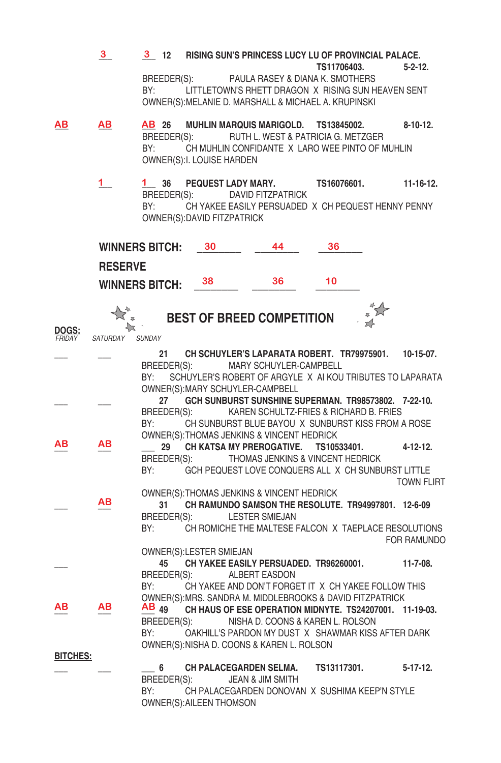3 &nbsp; 3 **12 RISING SUN'S PRINCESS LUCY LU OF PROVINCIAL PALACE. TS11706403. 5-2-12.**
BREEDER(S): PAULA RASEY & DIANA K. SMOTHERS
BY: LITTLETOWN'S RHETT DRAGON X RISING SUN HEAVEN SENT
OWNER(S): MELANIE D. MARSHALL & MICHAEL A. KRUPINSKI

AB &nbsp; AB &nbsp; AB **26 MUHLIN MARQUIS MARIGOLD. TS13845002. 8-10-12.**
BREEDER(S): RUTH L. WEST & PATRICIA G. METZGER
BY: CH MUHLIN CONFIDANTE X LARO WEE PINTO OF MUHLIN
OWNER(S): I. LOUISE HARDEN

1 &nbsp; 1 **36 PEQUEST LADY MARY. TS16076601. 11-16-12.**
BREEDER(S): DAVID FITZPATRICK
BY: CH YAKEE EASILY PERSUADED X CH PEQUEST HENNY PENNY
OWNER(S): DAVID FITZPATRICK

**WINNERS BITCH:** 30 &nbsp; 44 &nbsp; 36

**RESERVE WINNERS BITCH:** 38 &nbsp; 36 &nbsp; 10

## BEST OF BREED COMPETITION

**DOGS:**
*FRIDAY SATURDAY SUNDAY*

___ &nbsp; ___ **21 CH SCHUYLER'S LAPARATA ROBERT. TR79975901. 10-15-07.**
BREEDER(S): MARY SCHUYLER-CAMPBELL
BY: SCHUYLER'S ROBERT OF ARGYLE X AI KOU TRIBUTES TO LAPARATA
OWNER(S): MARY SCHUYLER-CAMPBELL

___ &nbsp; ___ **27 GCH SUNBURST SUNSHINE SUPERMAN. TR98573802. 7-22-10.**
BREEDER(S): KAREN SCHULTZ-FRIES & RICHARD B. FRIES
BY: CH SUNBURST BLUE BAYOU X SUNBURST KISS FROM A ROSE
OWNER(S): THOMAS JENKINS & VINCENT HEDRICK

AB &nbsp; AB &nbsp; ___ **29 CH KATSA MY PREROGATIVE. TS10533401. 4-12-12.**
BREEDER(S): THOMAS JENKINS & VINCENT HEDRICK
BY: GCH PEQUEST LOVE CONQUERS ALL X CH SUNBURST LITTLE TOWN FLIRT
OWNER(S): THOMAS JENKINS & VINCENT HEDRICK

___ &nbsp; AB **31 CH RAMUNDO SAMSON THE RESOLUTE. TR94997801. 12-6-09**
BREEDER(S): LESTER SMIEJAN
BY: CH ROMICHE THE MALTESE FALCON X TAEPLACE RESOLUTIONS FOR RAMUNDO
OWNER(S): LESTER SMIEJAN

___ **45 CH YAKEE EASILY PERSUADED. TR96260001. 11-7-08.**
BREEDER(S): ALBERT EASDON
BY: CH YAKEE AND DON'T FORGET IT X CH YAKEE FOLLOW THIS
OWNER(S): MRS. SANDRA M. MIDDLEBROOKS & DAVID FITZPATRICK

AB &nbsp; AB &nbsp; AB **49 CH HAUS OF ESE OPERATION MIDNYTE. TS24207001. 11-19-03.**
BREEDER(S): NISHA D. COONS & KAREN L. ROLSON
BY: OAKHILL'S PARDON MY DUST X SHAWMAR KISS AFTER DARK
OWNER(S): NISHA D. COONS & KAREN L. ROLSON

**BITCHES:**

___ &nbsp; ___ &nbsp; ___ **6 CH PALACEGARDEN SELMA. TS13117301. 5-17-12.**
BREEDER(S): JEAN & JIM SMITH
BY: CH PALACEGARDEN DONOVAN X SUSHIMA KEEP'N STYLE
OWNER(S): AILEEN THOMSON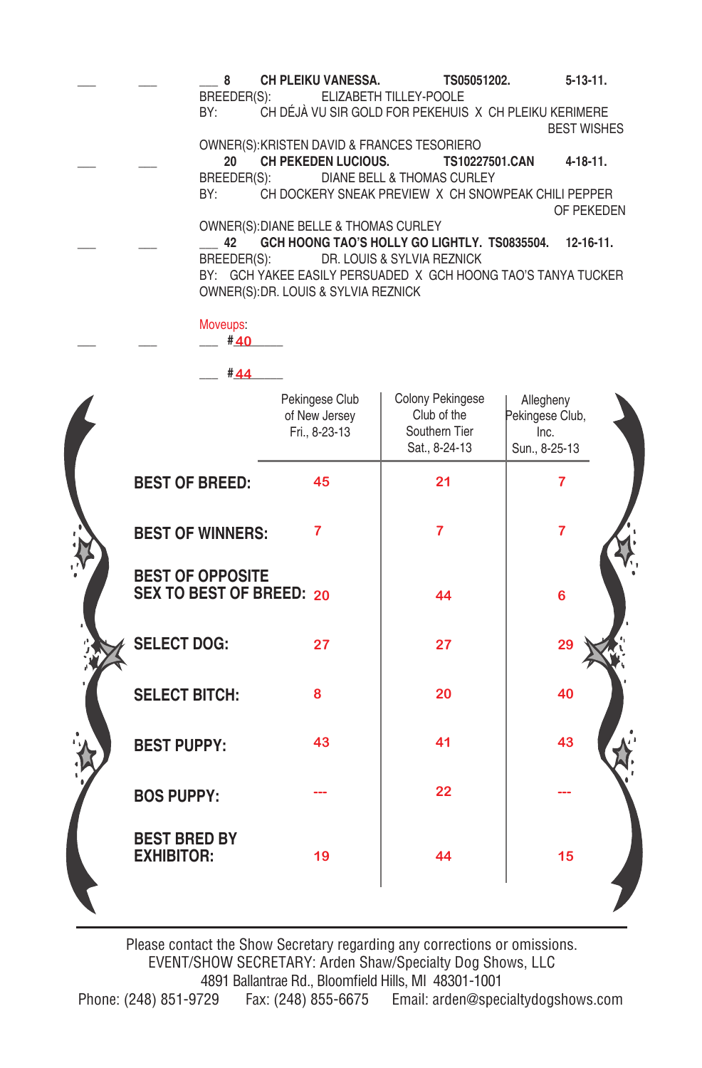___ ___ ___ 8 **CH PLEIKU VANESSA.** **TS05051202.** **5-13-11.**
BREEDER(S): ELIZABETH TILLEY-POOLE
BY: CH DÉJÀ VU SIR GOLD FOR PEKEHUIS X CH PLEIKU KERIMERE BEST WISHES
OWNER(S):KRISTEN DAVID & FRANCES TESORIERO

___ ___ 20 **CH PEKEDEN LUCIOUS.** **TS10227501.CAN** **4-18-11.**
BREEDER(S): DIANE BELL & THOMAS CURLEY
BY: CH DOCKERY SNEAK PREVIEW X CH SNOWPEAK CHILI PEPPER OF PEKEDEN
OWNER(S):DIANE BELLE & THOMAS CURLEY

___ ___ ___ 42 **GCH HOONG TAO'S HOLLY GO LIGHTLY.** **TS0835504.** **12-16-11.**
BREEDER(S): DR. LOUIS & SYLVIA REZNICK
BY: GCH YAKEE EASILY PERSUADED X GCH HOONG TAO'S TANYA TUCKER
OWNER(S):DR. LOUIS & SYLVIA REZNICK

Moveups:
___ ___ ___ #40
___ #44

| | Pekingese Club of New Jersey Fri., 8-23-13 | Colony Pekingese Club of the Southern Tier Sat., 8-24-13 | Allegheny Pekingese Club, Inc. Sun., 8-25-13 |
|---|---|---|---|
| **BEST OF BREED:** | 45 | 21 | 7 |
| **BEST OF WINNERS:** | 7 | 7 | 7 |
| **BEST OF OPPOSITE SEX TO BEST OF BREED:** | 20 | 44 | 6 |
| **SELECT DOG:** | 27 | 27 | 29 |
| **SELECT BITCH:** | 8 | 20 | 40 |
| **BEST PUPPY:** | 43 | 41 | 43 |
| **BOS PUPPY:** | --- | 22 | --- |
| **BEST BRED BY EXHIBITOR:** | 19 | 44 | 15 |

Please contact the Show Secretary regarding any corrections or omissions.
EVENT/SHOW SECRETARY: Arden Shaw/Specialty Dog Shows, LLC
4891 Ballantrae Rd., Bloomfield Hills, MI 48301-1001
Phone: (248) 851-9729 Fax: (248) 855-6675 Email: arden@specialtydogshows.com